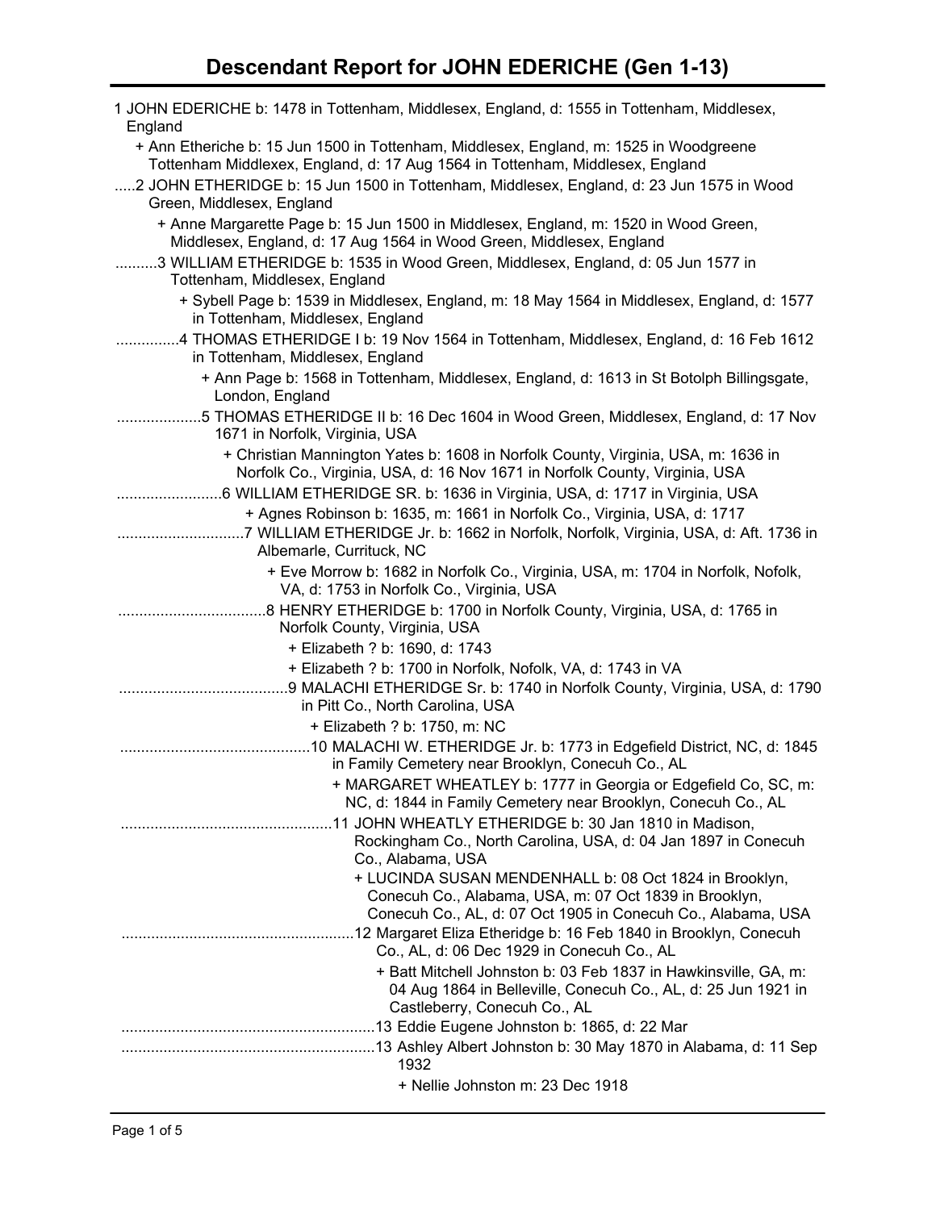# Descendant Report for JOHN EDERICHE (Gen 1-13)

1 JOHN EDERICHE b: 1478 in Tottenham, Middlesex, England, d: 1555 in Tottenham, Middlesex, England

+ Ann Etheriche b: 15 Jun 1500 in Tottenham, Middlesex, England, m: 1525 in Woodgreene Tottenham Middlexex, England, d: 17 Aug 1564 in Tottenham, Middlesex, England

.....2 JOHN ETHERIDGE b: 15 Jun 1500 in Tottenham, Middlesex, England, d: 23 Jun 1575 in Wood Green, Middlesex, England

+ Anne Margarette Page b: 15 Jun 1500 in Middlesex, England, m: 1520 in Wood Green, Middlesex, England, d: 17 Aug 1564 in Wood Green, Middlesex, England

..........3 WILLIAM ETHERIDGE b: 1535 in Wood Green, Middlesex, England, d: 05 Jun 1577 in Tottenham, Middlesex, England

+ Sybell Page b: 1539 in Middlesex, England, m: 18 May 1564 in Middlesex, England, d: 1577 in Tottenham, Middlesex, England

...............4 THOMAS ETHERIDGE I b: 19 Nov 1564 in Tottenham, Middlesex, England, d: 16 Feb 1612 in Tottenham, Middlesex, England

+ Ann Page b: 1568 in Tottenham, Middlesex, England, d: 1613 in St Botolph Billingsgate, London, England

....................5 THOMAS ETHERIDGE II b: 16 Dec 1604 in Wood Green, Middlesex, England, d: 17 Nov 1671 in Norfolk, Virginia, USA

+ Christian Mannington Yates b: 1608 in Norfolk County, Virginia, USA, m: 1636 in Norfolk Co., Virginia, USA, d: 16 Nov 1671 in Norfolk County, Virginia, USA

.........................6 WILLIAM ETHERIDGE SR. b: 1636 in Virginia, USA, d: 1717 in Virginia, USA

+ Agnes Robinson b: 1635, m: 1661 in Norfolk Co., Virginia, USA, d: 1717

..............................7 WILLIAM ETHERIDGE Jr. b: 1662 in Norfolk, Norfolk, Virginia, USA, d: Aft. 1736 in Albemarle, Currituck, NC

+ Eve Morrow b: 1682 in Norfolk Co., Virginia, USA, m: 1704 in Norfolk, Nofolk, VA, d: 1753 in Norfolk Co., Virginia, USA

...................................8 HENRY ETHERIDGE b: 1700 in Norfolk County, Virginia, USA, d: 1765 in Norfolk County, Virginia, USA

+ Elizabeth ? b: 1690, d: 1743

+ Elizabeth ? b: 1700 in Norfolk, Nofolk, VA, d: 1743 in VA

........................................9 MALACHI ETHERIDGE Sr. b: 1740 in Norfolk County, Virginia, USA, d: 1790 in Pitt Co., North Carolina, USA

+ Elizabeth ? b: 1750, m: NC

.............................................10 MALACHI W. ETHERIDGE Jr. b: 1773 in Edgefield District, NC, d: 1845 in Family Cemetery near Brooklyn, Conecuh Co., AL

+ MARGARET WHEATLEY b: 1777 in Georgia or Edgefield Co, SC, m: NC, d: 1844 in Family Cemetery near Brooklyn, Conecuh Co., AL

..................................................11 JOHN WHEATLY ETHERIDGE b: 30 Jan 1810 in Madison, Rockingham Co., North Carolina, USA, d: 04 Jan 1897 in Conecuh Co., Alabama, USA

+ LUCINDA SUSAN MENDENHALL b: 08 Oct 1824 in Brooklyn, Conecuh Co., Alabama, USA, m: 07 Oct 1839 in Brooklyn, Conecuh Co., AL, d: 07 Oct 1905 in Conecuh Co., Alabama, USA

.......................................................12 Margaret Eliza Etheridge b: 16 Feb 1840 in Brooklyn, Conecuh Co., AL, d: 06 Dec 1929 in Conecuh Co., AL

+ Batt Mitchell Johnston b: 03 Feb 1837 in Hawkinsville, GA, m: 04 Aug 1864 in Belleville, Conecuh Co., AL, d: 25 Jun 1921 in Castleberry, Conecuh Co., AL

............................................................13 Eddie Eugene Johnston b: 1865, d: 22 Mar

............................................................13 Ashley Albert Johnston b: 30 May 1870 in Alabama, d: 11 Sep 1932

+ Nellie Johnston m: 23 Dec 1918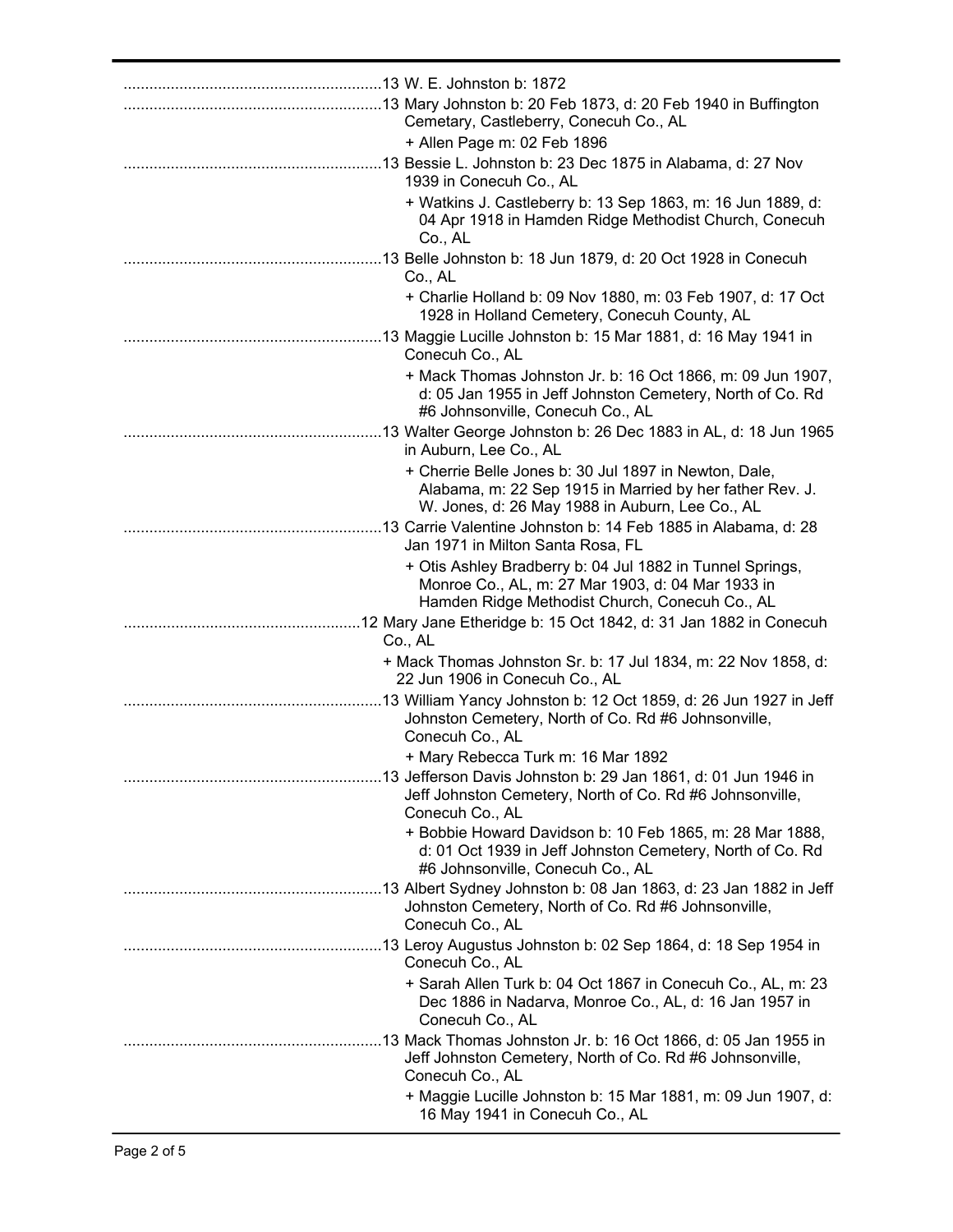..........................................................13 W. E. Johnston b: 1872

..........................................................13 Mary Johnston b: 20 Feb 1873, d: 20 Feb 1940 in Buffington Cemetary, Castleberry, Conecuh Co., AL

+ Allen Page m: 02 Feb 1896

..........................................................13 Bessie L. Johnston b: 23 Dec 1875 in Alabama, d: 27 Nov 1939 in Conecuh Co., AL

+ Watkins J. Castleberry b: 13 Sep 1863, m: 16 Jun 1889, d: 04 Apr 1918 in Hamden Ridge Methodist Church, Conecuh Co., AL

..........................................................13 Belle Johnston b: 18 Jun 1879, d: 20 Oct 1928 in Conecuh Co., AL

+ Charlie Holland b: 09 Nov 1880, m: 03 Feb 1907, d: 17 Oct 1928 in Holland Cemetery, Conecuh County, AL

..........................................................13 Maggie Lucille Johnston b: 15 Mar 1881, d: 16 May 1941 in Conecuh Co., AL

+ Mack Thomas Johnston Jr. b: 16 Oct 1866, m: 09 Jun 1907, d: 05 Jan 1955 in Jeff Johnston Cemetery, North of Co. Rd #6 Johnsonville, Conecuh Co., AL

..........................................................13 Walter George Johnston b: 26 Dec 1883 in AL, d: 18 Jun 1965 in Auburn, Lee Co., AL

+ Cherrie Belle Jones b: 30 Jul 1897 in Newton, Dale, Alabama, m: 22 Sep 1915 in Married by her father Rev. J. W. Jones, d: 26 May 1988 in Auburn, Lee Co., AL

..........................................................13 Carrie Valentine Johnston b: 14 Feb 1885 in Alabama, d: 28 Jan 1971 in Milton Santa Rosa, FL

+ Otis Ashley Bradberry b: 04 Jul 1882 in Tunnel Springs, Monroe Co., AL, m: 27 Mar 1903, d: 04 Mar 1933 in Hamden Ridge Methodist Church, Conecuh Co., AL

......................................................12 Mary Jane Etheridge b: 15 Oct 1842, d: 31 Jan 1882 in Conecuh Co., AL

+ Mack Thomas Johnston Sr. b: 17 Jul 1834, m: 22 Nov 1858, d: 22 Jun 1906 in Conecuh Co., AL

..........................................................13 William Yancy Johnston b: 12 Oct 1859, d: 26 Jun 1927 in Jeff Johnston Cemetery, North of Co. Rd #6 Johnsonville, Conecuh Co., AL

+ Mary Rebecca Turk m: 16 Mar 1892

..........................................................13 Jefferson Davis Johnston b: 29 Jan 1861, d: 01 Jun 1946 in Jeff Johnston Cemetery, North of Co. Rd #6 Johnsonville, Conecuh Co., AL

+ Bobbie Howard Davidson b: 10 Feb 1865, m: 28 Mar 1888, d: 01 Oct 1939 in Jeff Johnston Cemetery, North of Co. Rd #6 Johnsonville, Conecuh Co., AL

..........................................................13 Albert Sydney Johnston b: 08 Jan 1863, d: 23 Jan 1882 in Jeff Johnston Cemetery, North of Co. Rd #6 Johnsonville, Conecuh Co., AL

..........................................................13 Leroy Augustus Johnston b: 02 Sep 1864, d: 18 Sep 1954 in Conecuh Co., AL

+ Sarah Allen Turk b: 04 Oct 1867 in Conecuh Co., AL, m: 23 Dec 1886 in Nadarva, Monroe Co., AL, d: 16 Jan 1957 in Conecuh Co., AL

..........................................................13 Mack Thomas Johnston Jr. b: 16 Oct 1866, d: 05 Jan 1955 in Jeff Johnston Cemetery, North of Co. Rd #6 Johnsonville, Conecuh Co., AL

+ Maggie Lucille Johnston b: 15 Mar 1881, m: 09 Jun 1907, d: 16 May 1941 in Conecuh Co., AL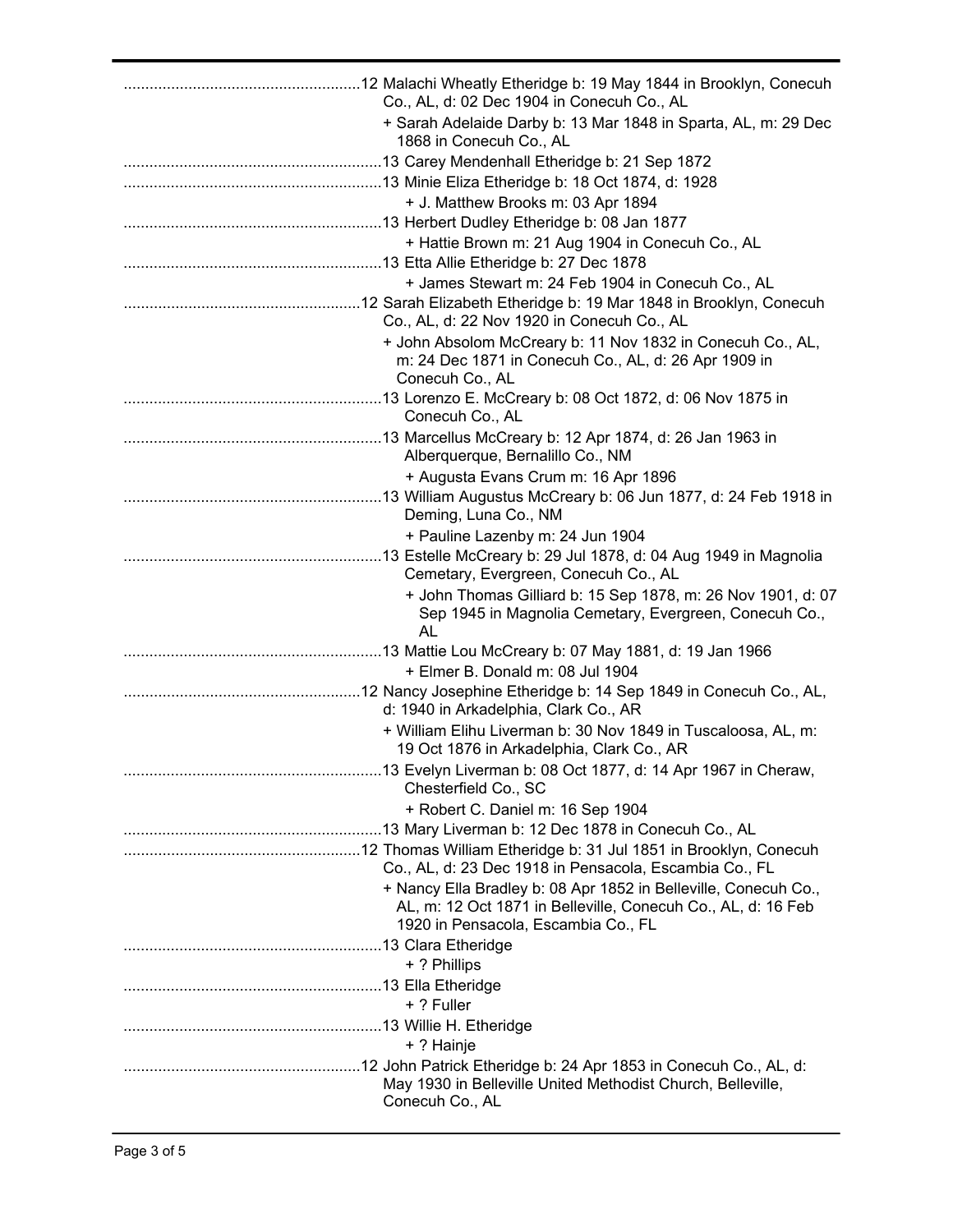..........................................................12 Malachi Wheatly Etheridge b: 19 May 1844 in Brooklyn, Conecuh Co., AL, d: 02 Dec 1904 in Conecuh Co., AL

+ Sarah Adelaide Darby b: 13 Mar 1848 in Sparta, AL, m: 29 Dec 1868 in Conecuh Co., AL

..........................................................13 Carey Mendenhall Etheridge b: 21 Sep 1872

..........................................................13 Minie Eliza Etheridge b: 18 Oct 1874, d: 1928

+ J. Matthew Brooks m: 03 Apr 1894

..........................................................13 Herbert Dudley Etheridge b: 08 Jan 1877

+ Hattie Brown m: 21 Aug 1904 in Conecuh Co., AL

..........................................................13 Etta Allie Etheridge b: 27 Dec 1878

+ James Stewart m: 24 Feb 1904 in Conecuh Co., AL

..........................................................12 Sarah Elizabeth Etheridge b: 19 Mar 1848 in Brooklyn, Conecuh Co., AL, d: 22 Nov 1920 in Conecuh Co., AL

+ John Absolom McCreary b: 11 Nov 1832 in Conecuh Co., AL, m: 24 Dec 1871 in Conecuh Co., AL, d: 26 Apr 1909 in Conecuh Co., AL

..........................................................13 Lorenzo E. McCreary b: 08 Oct 1872, d: 06 Nov 1875 in Conecuh Co., AL

..........................................................13 Marcellus McCreary b: 12 Apr 1874, d: 26 Jan 1963 in Alberquerque, Bernalillo Co., NM

+ Augusta Evans Crum m: 16 Apr 1896

..........................................................13 William Augustus McCreary b: 06 Jun 1877, d: 24 Feb 1918 in Deming, Luna Co., NM

+ Pauline Lazenby m: 24 Jun 1904

..........................................................13 Estelle McCreary b: 29 Jul 1878, d: 04 Aug 1949 in Magnolia Cemetary, Evergreen, Conecuh Co., AL

+ John Thomas Gilliard b: 15 Sep 1878, m: 26 Nov 1901, d: 07 Sep 1945 in Magnolia Cemetary, Evergreen, Conecuh Co., AL

..........................................................13 Mattie Lou McCreary b: 07 May 1881, d: 19 Jan 1966

+ Elmer B. Donald m: 08 Jul 1904

..........................................................12 Nancy Josephine Etheridge b: 14 Sep 1849 in Conecuh Co., AL, d: 1940 in Arkadelphia, Clark Co., AR

+ William Elihu Liverman b: 30 Nov 1849 in Tuscaloosa, AL, m: 19 Oct 1876 in Arkadelphia, Clark Co., AR

..........................................................13 Evelyn Liverman b: 08 Oct 1877, d: 14 Apr 1967 in Cheraw, Chesterfield Co., SC

+ Robert C. Daniel m: 16 Sep 1904

..........................................................13 Mary Liverman b: 12 Dec 1878 in Conecuh Co., AL

..........................................................12 Thomas William Etheridge b: 31 Jul 1851 in Brooklyn, Conecuh Co., AL, d: 23 Dec 1918 in Pensacola, Escambia Co., FL

+ Nancy Ella Bradley b: 08 Apr 1852 in Belleville, Conecuh Co., AL, m: 12 Oct 1871 in Belleville, Conecuh Co., AL, d: 16 Feb 1920 in Pensacola, Escambia Co., FL

..........................................................13 Clara Etheridge

+ ? Phillips

..........................................................13 Ella Etheridge

+ ? Fuller

..........................................................13 Willie H. Etheridge

+ ? Hainje

..........................................................12 John Patrick Etheridge b: 24 Apr 1853 in Conecuh Co., AL, d: May 1930 in Belleville United Methodist Church, Belleville, Conecuh Co., AL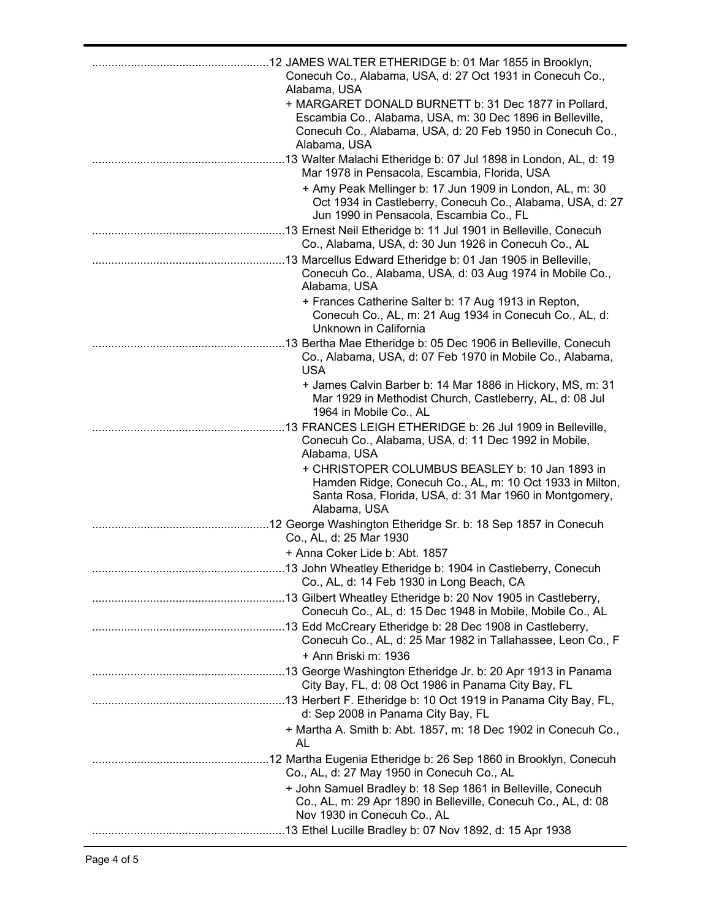........................................................12 JAMES WALTER ETHERIDGE b: 01 Mar 1855 in Brooklyn, Conecuh Co., Alabama, USA, d: 27 Oct 1931 in Conecuh Co., Alabama, USA

+ MARGARET DONALD BURNETT b: 31 Dec 1877 in Pollard, Escambia Co., Alabama, USA, m: 30 Dec 1896 in Belleville, Conecuh Co., Alabama, USA, d: 20 Feb 1950 in Conecuh Co., Alabama, USA

............................................................13 Walter Malachi Etheridge b: 07 Jul 1898 in London, AL, d: 19 Mar 1978 in Pensacola, Escambia, Florida, USA

+ Amy Peak Mellinger b: 17 Jun 1909 in London, AL, m: 30 Oct 1934 in Castleberry, Conecuh Co., Alabama, USA, d: 27 Jun 1990 in Pensacola, Escambia Co., FL

............................................................13 Ernest Neil Etheridge b: 11 Jul 1901 in Belleville, Conecuh Co., Alabama, USA, d: 30 Jun 1926 in Conecuh Co., AL

............................................................13 Marcellus Edward Etheridge b: 01 Jan 1905 in Belleville, Conecuh Co., Alabama, USA, d: 03 Aug 1974 in Mobile Co., Alabama, USA

+ Frances Catherine Salter b: 17 Aug 1913 in Repton, Conecuh Co., AL, m: 21 Aug 1934 in Conecuh Co., AL, d: Unknown in California

............................................................13 Bertha Mae Etheridge b: 05 Dec 1906 in Belleville, Conecuh Co., Alabama, USA, d: 07 Feb 1970 in Mobile Co., Alabama, USA

+ James Calvin Barber b: 14 Mar 1886 in Hickory, MS, m: 31 Mar 1929 in Methodist Church, Castleberry, AL, d: 08 Jul 1964 in Mobile Co., AL

............................................................13 FRANCES LEIGH ETHERIDGE b: 26 Jul 1909 in Belleville, Conecuh Co., Alabama, USA, d: 11 Dec 1992 in Mobile, Alabama, USA

+ CHRISTOPER COLUMBUS BEASLEY b: 10 Jan 1893 in Hamden Ridge, Conecuh Co., AL, m: 10 Oct 1933 in Milton, Santa Rosa, Florida, USA, d: 31 Mar 1960 in Montgomery, Alabama, USA

........................................................12 George Washington Etheridge Sr. b: 18 Sep 1857 in Conecuh Co., AL, d: 25 Mar 1930

+ Anna Coker Lide b: Abt. 1857

............................................................13 John Wheatley Etheridge b: 1904 in Castleberry, Conecuh Co., AL, d: 14 Feb 1930 in Long Beach, CA

............................................................13 Gilbert Wheatley Etheridge b: 20 Nov 1905 in Castleberry, Conecuh Co., AL, d: 15 Dec 1948 in Mobile, Mobile Co., AL

............................................................13 Edd McCreary Etheridge b: 28 Dec 1908 in Castleberry, Conecuh Co., AL, d: 25 Mar 1982 in Tallahassee, Leon Co., F

+ Ann Briski m: 1936

............................................................13 George Washington Etheridge Jr. b: 20 Apr 1913 in Panama City Bay, FL, d: 08 Oct 1986 in Panama City Bay, FL

............................................................13 Herbert F. Etheridge b: 10 Oct 1919 in Panama City Bay, FL, d: Sep 2008 in Panama City Bay, FL

+ Martha A. Smith b: Abt. 1857, m: 18 Dec 1902 in Conecuh Co., AL

........................................................12 Martha Eugenia Etheridge b: 26 Sep 1860 in Brooklyn, Conecuh Co., AL, d: 27 May 1950 in Conecuh Co., AL

+ John Samuel Bradley b: 18 Sep 1861 in Belleville, Conecuh Co., AL, m: 29 Apr 1890 in Belleville, Conecuh Co., AL, d: 08 Nov 1930 in Conecuh Co., AL

............................................................13 Ethel Lucille Bradley b: 07 Nov 1892, d: 15 Apr 1938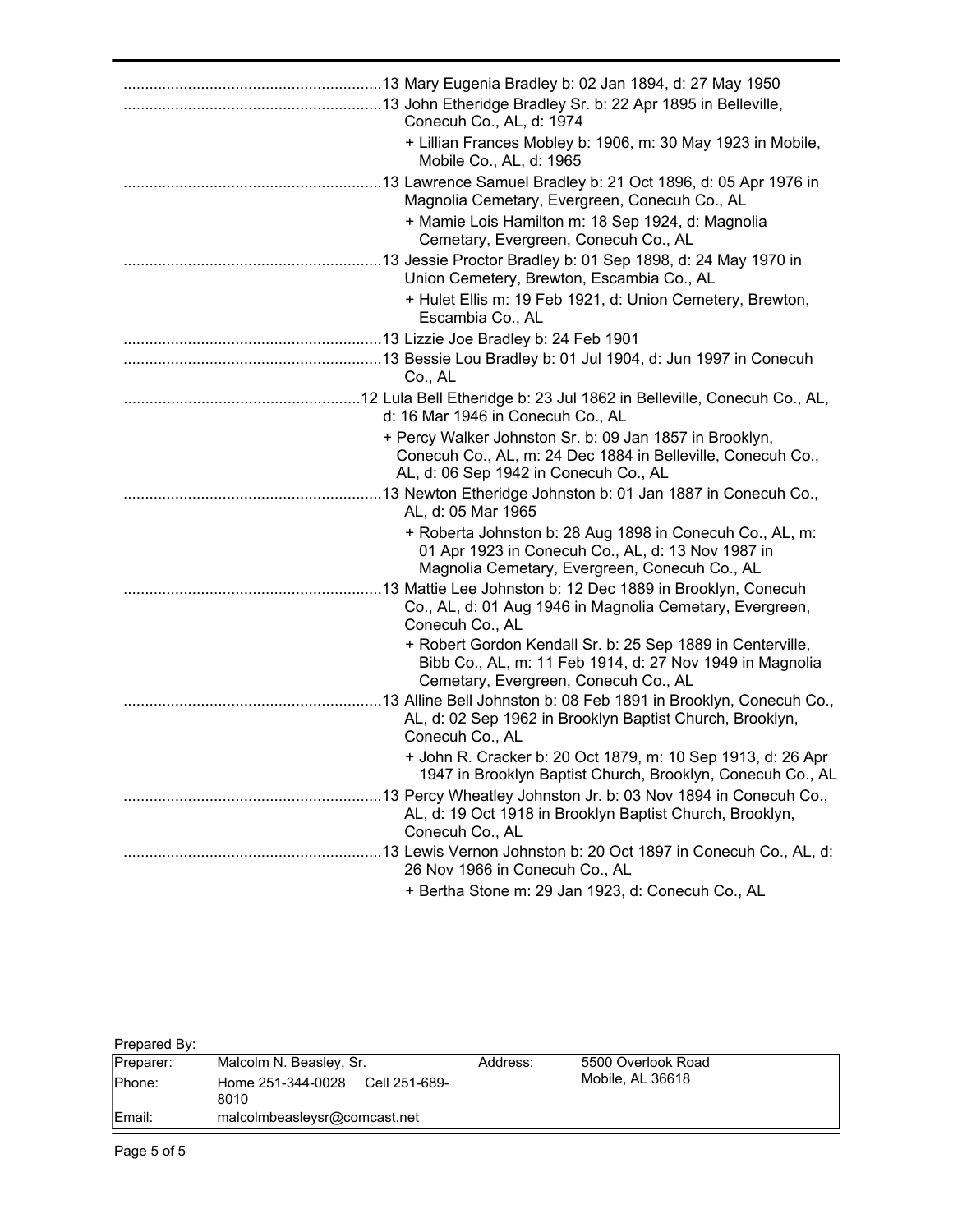..........................................................13 Mary Eugenia Bradley b: 02 Jan 1894, d: 27 May 1950

..........................................................13 John Etheridge Bradley Sr. b: 22 Apr 1895 in Belleville, Conecuh Co., AL, d: 1974

+ Lillian Frances Mobley b: 1906, m: 30 May 1923 in Mobile, Mobile Co., AL, d: 1965

..........................................................13 Lawrence Samuel Bradley b: 21 Oct 1896, d: 05 Apr 1976 in Magnolia Cemetary, Evergreen, Conecuh Co., AL

+ Mamie Lois Hamilton m: 18 Sep 1924, d: Magnolia Cemetary, Evergreen, Conecuh Co., AL

..........................................................13 Jessie Proctor Bradley b: 01 Sep 1898, d: 24 May 1970 in Union Cemetery, Brewton, Escambia Co., AL

+ Hulet Ellis m: 19 Feb 1921, d: Union Cemetery, Brewton, Escambia Co., AL

..........................................................13 Lizzie Joe Bradley b: 24 Feb 1901

..........................................................13 Bessie Lou Bradley b: 01 Jul 1904, d: Jun 1997 in Conecuh Co., AL

......................................................12 Lula Bell Etheridge b: 23 Jul 1862 in Belleville, Conecuh Co., AL, d: 16 Mar 1946 in Conecuh Co., AL

+ Percy Walker Johnston Sr. b: 09 Jan 1857 in Brooklyn, Conecuh Co., AL, m: 24 Dec 1884 in Belleville, Conecuh Co., AL, d: 06 Sep 1942 in Conecuh Co., AL

..........................................................13 Newton Etheridge Johnston b: 01 Jan 1887 in Conecuh Co., AL, d: 05 Mar 1965

+ Roberta Johnston b: 28 Aug 1898 in Conecuh Co., AL, m: 01 Apr 1923 in Conecuh Co., AL, d: 13 Nov 1987 in Magnolia Cemetary, Evergreen, Conecuh Co., AL

..........................................................13 Mattie Lee Johnston b: 12 Dec 1889 in Brooklyn, Conecuh Co., AL, d: 01 Aug 1946 in Magnolia Cemetary, Evergreen, Conecuh Co., AL

+ Robert Gordon Kendall Sr. b: 25 Sep 1889 in Centerville, Bibb Co., AL, m: 11 Feb 1914, d: 27 Nov 1949 in Magnolia Cemetary, Evergreen, Conecuh Co., AL

..........................................................13 Alline Bell Johnston b: 08 Feb 1891 in Brooklyn, Conecuh Co., AL, d: 02 Sep 1962 in Brooklyn Baptist Church, Brooklyn, Conecuh Co., AL

+ John R. Cracker b: 20 Oct 1879, m: 10 Sep 1913, d: 26 Apr 1947 in Brooklyn Baptist Church, Brooklyn, Conecuh Co., AL

..........................................................13 Percy Wheatley Johnston Jr. b: 03 Nov 1894 in Conecuh Co., AL, d: 19 Oct 1918 in Brooklyn Baptist Church, Brooklyn, Conecuh Co., AL

..........................................................13 Lewis Vernon Johnston b: 20 Oct 1897 in Conecuh Co., AL, d: 26 Nov 1966 in Conecuh Co., AL

+ Bertha Stone m: 29 Jan 1923, d: Conecuh Co., AL

Prepared By:

| | | | |
|---|---|---|---|
| Preparer: | Malcolm N. Beasley, Sr. | Address: | 5500 Overlook Road Mobile, AL 36618 |
| Phone: | Home 251-344-0028 Cell 251-689-8010 | | |
| Email: | malcolmbeasleysr@comcast.net | | |